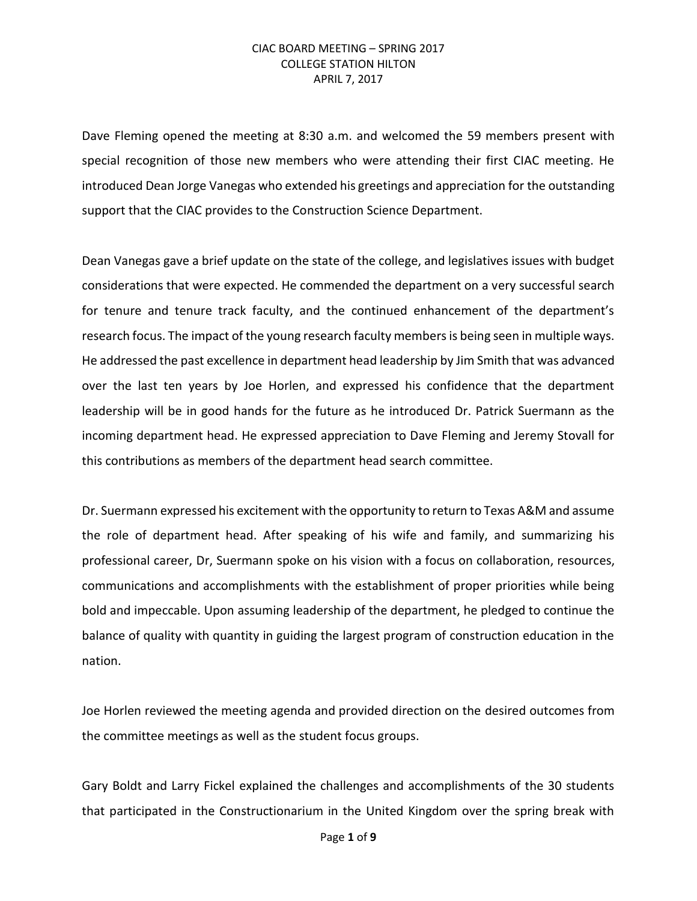# CIAC BOARD MEETING – SPRING 2017
## COLLEGE STATION HILTON
## APRIL 7, 2017

Dave Fleming opened the meeting at 8:30 a.m. and welcomed the 59 members present with special recognition of those new members who were attending their first CIAC meeting. He introduced Dean Jorge Vanegas who extended his greetings and appreciation for the outstanding support that the CIAC provides to the Construction Science Department.

Dean Vanegas gave a brief update on the state of the college, and legislatives issues with budget considerations that were expected. He commended the department on a very successful search for tenure and tenure track faculty, and the continued enhancement of the department's research focus. The impact of the young research faculty members is being seen in multiple ways. He addressed the past excellence in department head leadership by Jim Smith that was advanced over the last ten years by Joe Horlen, and expressed his confidence that the department leadership will be in good hands for the future as he introduced Dr. Patrick Suermann as the incoming department head. He expressed appreciation to Dave Fleming and Jeremy Stovall for this contributions as members of the department head search committee.

Dr. Suermann expressed his excitement with the opportunity to return to Texas A&M and assume the role of department head. After speaking of his wife and family, and summarizing his professional career, Dr, Suermann spoke on his vision with a focus on collaboration, resources, communications and accomplishments with the establishment of proper priorities while being bold and impeccable. Upon assuming leadership of the department, he pledged to continue the balance of quality with quantity in guiding the largest program of construction education in the nation.

Joe Horlen reviewed the meeting agenda and provided direction on the desired outcomes from the committee meetings as well as the student focus groups.

Gary Boldt and Larry Fickel explained the challenges and accomplishments of the 30 students that participated in the Constructionarium in the United Kingdom over the spring break with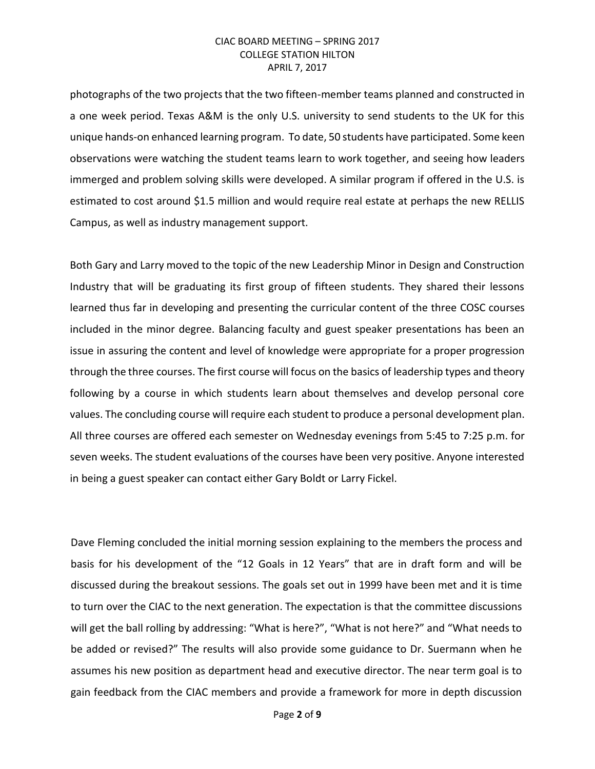photographs of the two projects that the two fifteen-member teams planned and constructed in a one week period. Texas A&M is the only U.S. university to send students to the UK for this unique hands-on enhanced learning program. To date, 50 students have participated. Some keen observations were watching the student teams learn to work together, and seeing how leaders immerged and problem solving skills were developed. A similar program if offered in the U.S. is estimated to cost around $1.5 million and would require real estate at perhaps the new RELLIS Campus, as well as industry management support.

Both Gary and Larry moved to the topic of the new Leadership Minor in Design and Construction Industry that will be graduating its first group of fifteen students. They shared their lessons learned thus far in developing and presenting the curricular content of the three COSC courses included in the minor degree. Balancing faculty and guest speaker presentations has been an issue in assuring the content and level of knowledge were appropriate for a proper progression through the three courses. The first course will focus on the basics of leadership types and theory following by a course in which students learn about themselves and develop personal core values. The concluding course will require each student to produce a personal development plan. All three courses are offered each semester on Wednesday evenings from 5:45 to 7:25 p.m. for seven weeks. The student evaluations of the courses have been very positive. Anyone interested in being a guest speaker can contact either Gary Boldt or Larry Fickel.

Dave Fleming concluded the initial morning session explaining to the members the process and basis for his development of the "12 Goals in 12 Years" that are in draft form and will be discussed during the breakout sessions. The goals set out in 1999 have been met and it is time to turn over the CIAC to the next generation. The expectation is that the committee discussions will get the ball rolling by addressing: "What is here?", "What is not here?" and "What needs to be added or revised?" The results will also provide some guidance to Dr. Suermann when he assumes his new position as department head and executive director. The near term goal is to gain feedback from the CIAC members and provide a framework for more in depth discussion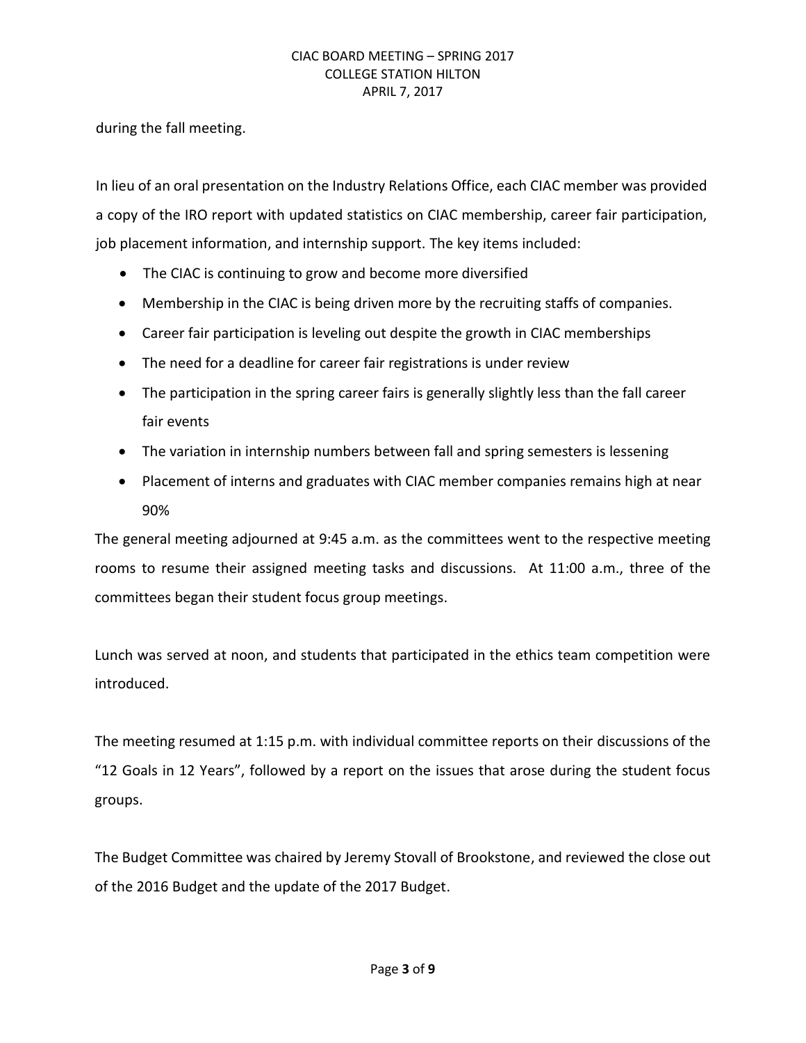during the fall meeting.

In lieu of an oral presentation on the Industry Relations Office, each CIAC member was provided a copy of the IRO report with updated statistics on CIAC membership, career fair participation, job placement information, and internship support. The key items included:

- The CIAC is continuing to grow and become more diversified
- Membership in the CIAC is being driven more by the recruiting staffs of companies.
- Career fair participation is leveling out despite the growth in CIAC memberships
- The need for a deadline for career fair registrations is under review
- The participation in the spring career fairs is generally slightly less than the fall career fair events
- The variation in internship numbers between fall and spring semesters is lessening
- Placement of interns and graduates with CIAC member companies remains high at near 90%

The general meeting adjourned at 9:45 a.m. as the committees went to the respective meeting rooms to resume their assigned meeting tasks and discussions. At 11:00 a.m., three of the committees began their student focus group meetings.

Lunch was served at noon, and students that participated in the ethics team competition were introduced.

The meeting resumed at 1:15 p.m. with individual committee reports on their discussions of the "12 Goals in 12 Years", followed by a report on the issues that arose during the student focus groups.

The Budget Committee was chaired by Jeremy Stovall of Brookstone, and reviewed the close out of the 2016 Budget and the update of the 2017 Budget.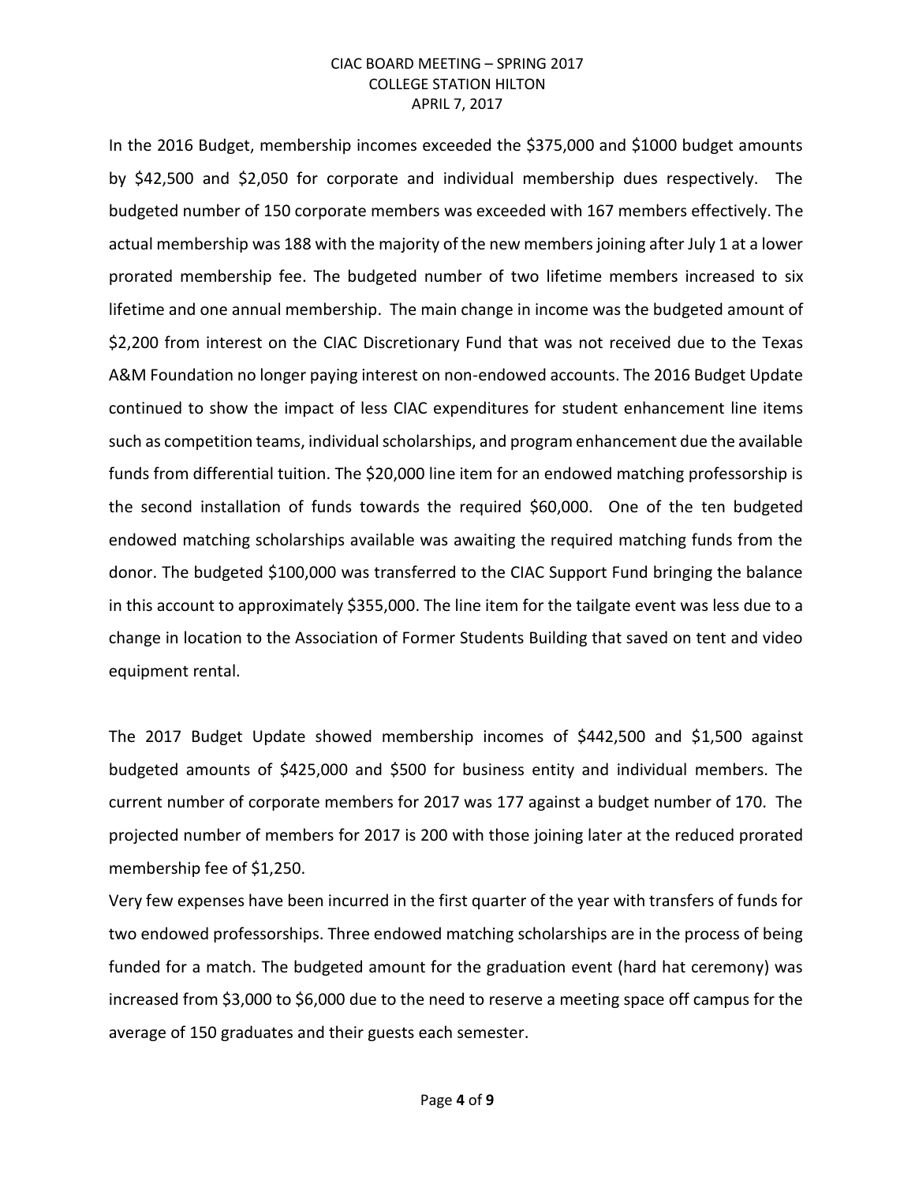In the 2016 Budget, membership incomes exceeded the $375,000 and $1000 budget amounts by $42,500 and $2,050 for corporate and individual membership dues respectively. The budgeted number of 150 corporate members was exceeded with 167 members effectively. The actual membership was 188 with the majority of the new members joining after July 1 at a lower prorated membership fee. The budgeted number of two lifetime members increased to six lifetime and one annual membership. The main change in income was the budgeted amount of $2,200 from interest on the CIAC Discretionary Fund that was not received due to the Texas A&M Foundation no longer paying interest on non-endowed accounts. The 2016 Budget Update continued to show the impact of less CIAC expenditures for student enhancement line items such as competition teams, individual scholarships, and program enhancement due the available funds from differential tuition. The $20,000 line item for an endowed matching professorship is the second installation of funds towards the required $60,000. One of the ten budgeted endowed matching scholarships available was awaiting the required matching funds from the donor. The budgeted $100,000 was transferred to the CIAC Support Fund bringing the balance in this account to approximately $355,000. The line item for the tailgate event was less due to a change in location to the Association of Former Students Building that saved on tent and video equipment rental.

The 2017 Budget Update showed membership incomes of $442,500 and $1,500 against budgeted amounts of $425,000 and $500 for business entity and individual members. The current number of corporate members for 2017 was 177 against a budget number of 170. The projected number of members for 2017 is 200 with those joining later at the reduced prorated membership fee of $1,250.

Very few expenses have been incurred in the first quarter of the year with transfers of funds for two endowed professorships. Three endowed matching scholarships are in the process of being funded for a match. The budgeted amount for the graduation event (hard hat ceremony) was increased from $3,000 to $6,000 due to the need to reserve a meeting space off campus for the average of 150 graduates and their guests each semester.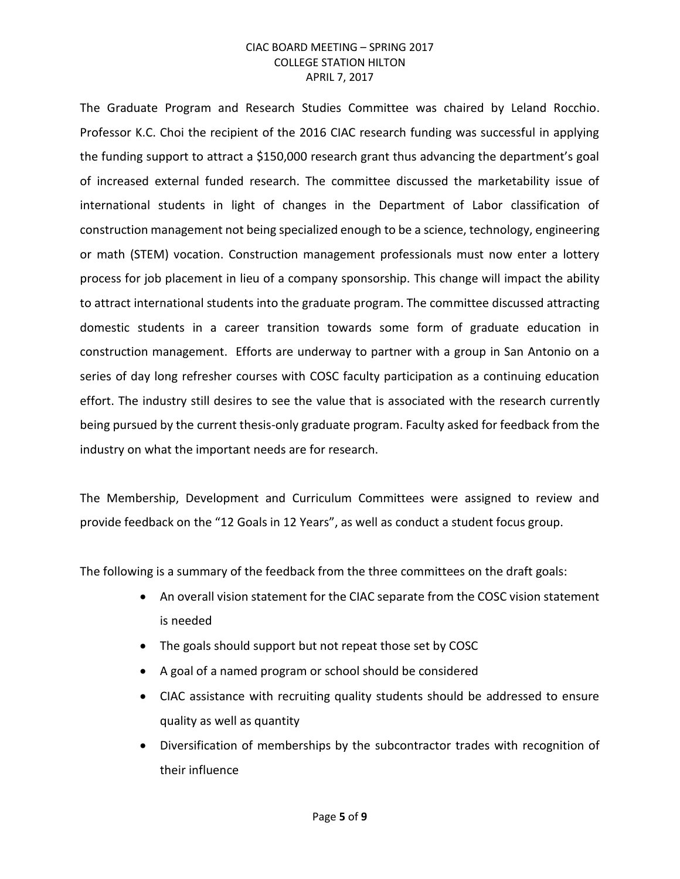The Graduate Program and Research Studies Committee was chaired by Leland Rocchio. Professor K.C. Choi the recipient of the 2016 CIAC research funding was successful in applying the funding support to attract a $150,000 research grant thus advancing the department's goal of increased external funded research. The committee discussed the marketability issue of international students in light of changes in the Department of Labor classification of construction management not being specialized enough to be a science, technology, engineering or math (STEM) vocation. Construction management professionals must now enter a lottery process for job placement in lieu of a company sponsorship. This change will impact the ability to attract international students into the graduate program. The committee discussed attracting domestic students in a career transition towards some form of graduate education in construction management. Efforts are underway to partner with a group in San Antonio on a series of day long refresher courses with COSC faculty participation as a continuing education effort. The industry still desires to see the value that is associated with the research currently being pursued by the current thesis-only graduate program. Faculty asked for feedback from the industry on what the important needs are for research.

The Membership, Development and Curriculum Committees were assigned to review and provide feedback on the "12 Goals in 12 Years", as well as conduct a student focus group.

The following is a summary of the feedback from the three committees on the draft goals:

- An overall vision statement for the CIAC separate from the COSC vision statement is needed
- The goals should support but not repeat those set by COSC
- A goal of a named program or school should be considered
- CIAC assistance with recruiting quality students should be addressed to ensure quality as well as quantity
- Diversification of memberships by the subcontractor trades with recognition of their influence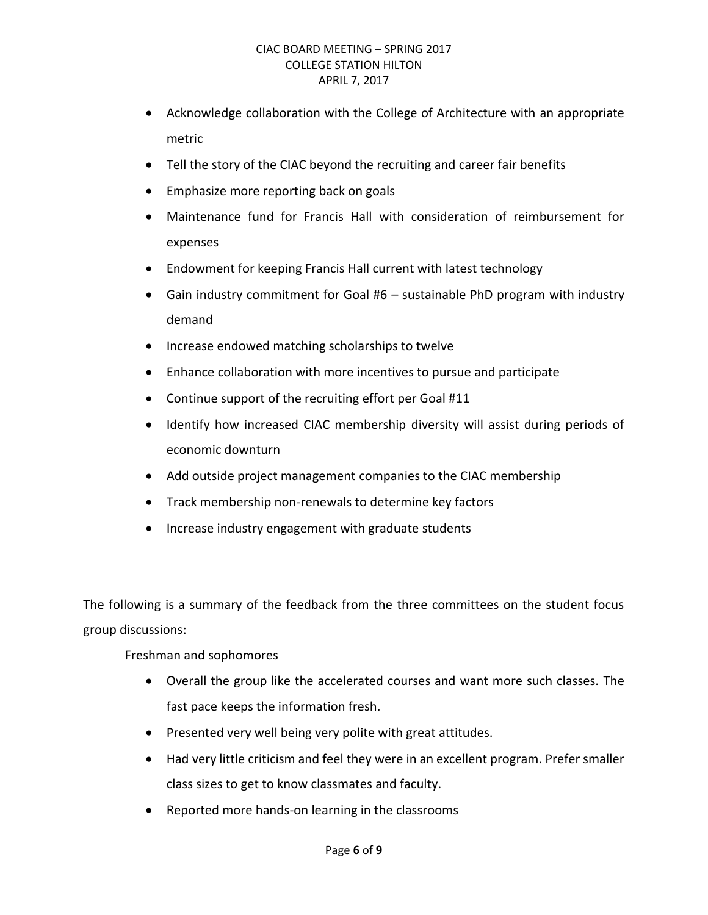- Acknowledge collaboration with the College of Architecture with an appropriate metric
- Tell the story of the CIAC beyond the recruiting and career fair benefits
- Emphasize more reporting back on goals
- Maintenance fund for Francis Hall with consideration of reimbursement for expenses
- Endowment for keeping Francis Hall current with latest technology
- Gain industry commitment for Goal #6 – sustainable PhD program with industry demand
- Increase endowed matching scholarships to twelve
- Enhance collaboration with more incentives to pursue and participate
- Continue support of the recruiting effort per Goal #11
- Identify how increased CIAC membership diversity will assist during periods of economic downturn
- Add outside project management companies to the CIAC membership
- Track membership non-renewals to determine key factors
- Increase industry engagement with graduate students

The following is a summary of the feedback from the three committees on the student focus group discussions:

Freshman and sophomores

- Overall the group like the accelerated courses and want more such classes. The fast pace keeps the information fresh.
- Presented very well being very polite with great attitudes.
- Had very little criticism and feel they were in an excellent program. Prefer smaller class sizes to get to know classmates and faculty.
- Reported more hands-on learning in the classrooms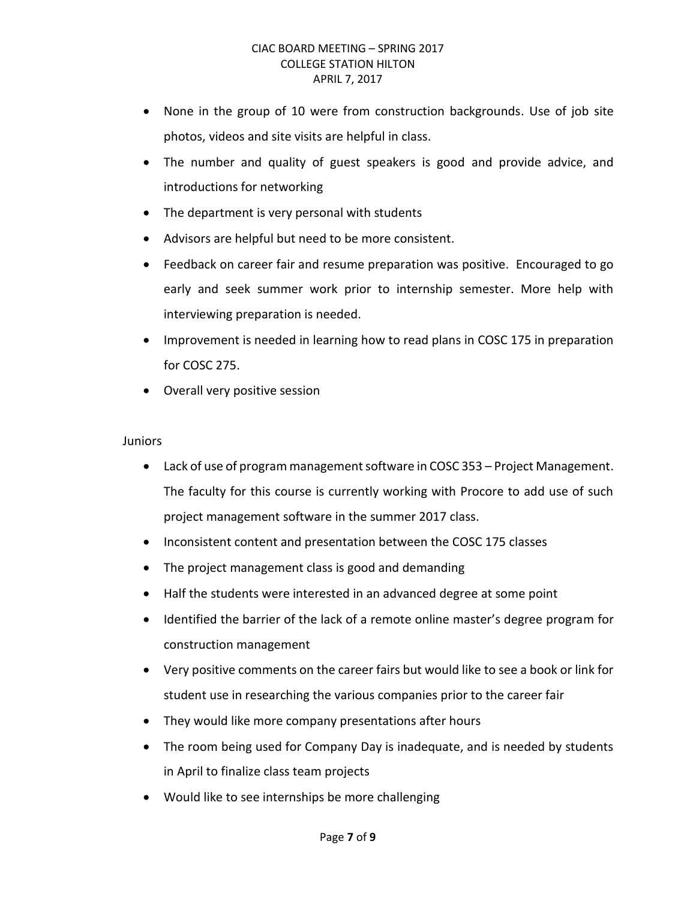- None in the group of 10 were from construction backgrounds. Use of job site photos, videos and site visits are helpful in class.
- The number and quality of guest speakers is good and provide advice, and introductions for networking
- The department is very personal with students
- Advisors are helpful but need to be more consistent.
- Feedback on career fair and resume preparation was positive. Encouraged to go early and seek summer work prior to internship semester. More help with interviewing preparation is needed.
- Improvement is needed in learning how to read plans in COSC 175 in preparation for COSC 275.
- Overall very positive session

Juniors

- Lack of use of program management software in COSC 353 – Project Management. The faculty for this course is currently working with Procore to add use of such project management software in the summer 2017 class.
- Inconsistent content and presentation between the COSC 175 classes
- The project management class is good and demanding
- Half the students were interested in an advanced degree at some point
- Identified the barrier of the lack of a remote online master's degree program for construction management
- Very positive comments on the career fairs but would like to see a book or link for student use in researching the various companies prior to the career fair
- They would like more company presentations after hours
- The room being used for Company Day is inadequate, and is needed by students in April to finalize class team projects
- Would like to see internships be more challenging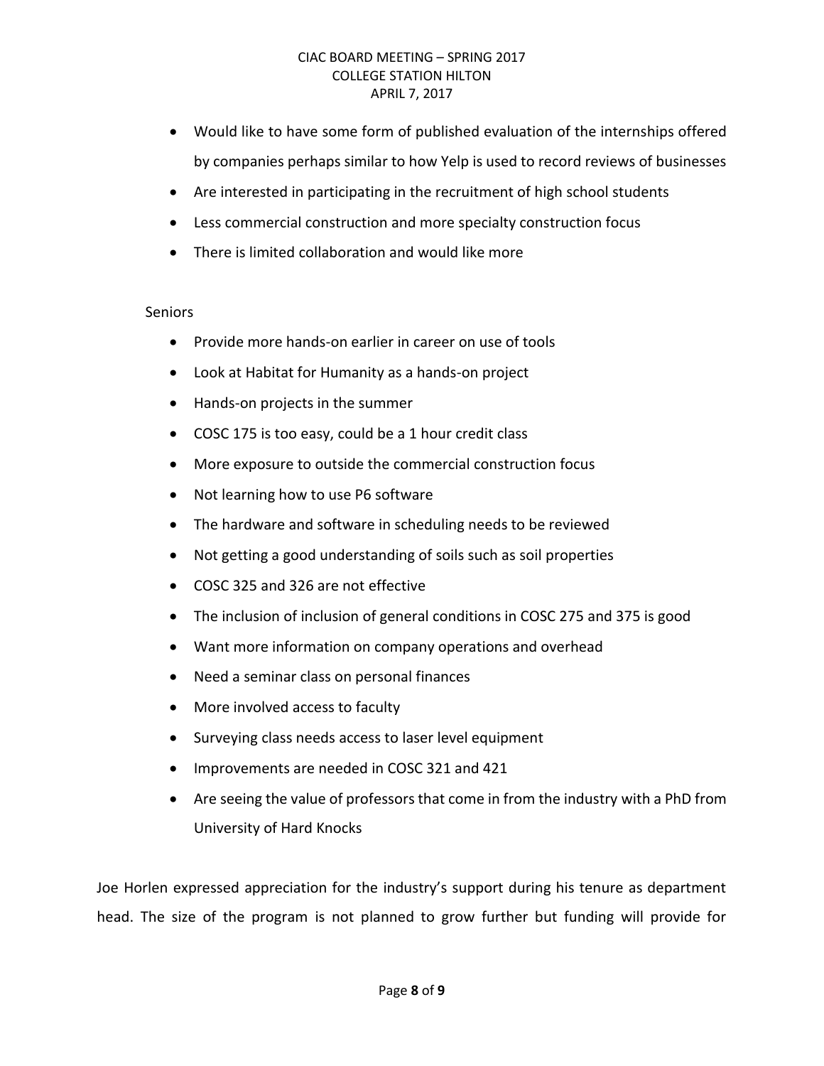- Would like to have some form of published evaluation of the internships offered by companies perhaps similar to how Yelp is used to record reviews of businesses
- Are interested in participating in the recruitment of high school students
- Less commercial construction and more specialty construction focus
- There is limited collaboration and would like more

Seniors

- Provide more hands-on earlier in career on use of tools
- Look at Habitat for Humanity as a hands-on project
- Hands-on projects in the summer
- COSC 175 is too easy, could be a 1 hour credit class
- More exposure to outside the commercial construction focus
- Not learning how to use P6 software
- The hardware and software in scheduling needs to be reviewed
- Not getting a good understanding of soils such as soil properties
- COSC 325 and 326 are not effective
- The inclusion of inclusion of general conditions in COSC 275 and 375 is good
- Want more information on company operations and overhead
- Need a seminar class on personal finances
- More involved access to faculty
- Surveying class needs access to laser level equipment
- Improvements are needed in COSC 321 and 421
- Are seeing the value of professors that come in from the industry with a PhD from University of Hard Knocks

Joe Horlen expressed appreciation for the industry's support during his tenure as department head. The size of the program is not planned to grow further but funding will provide for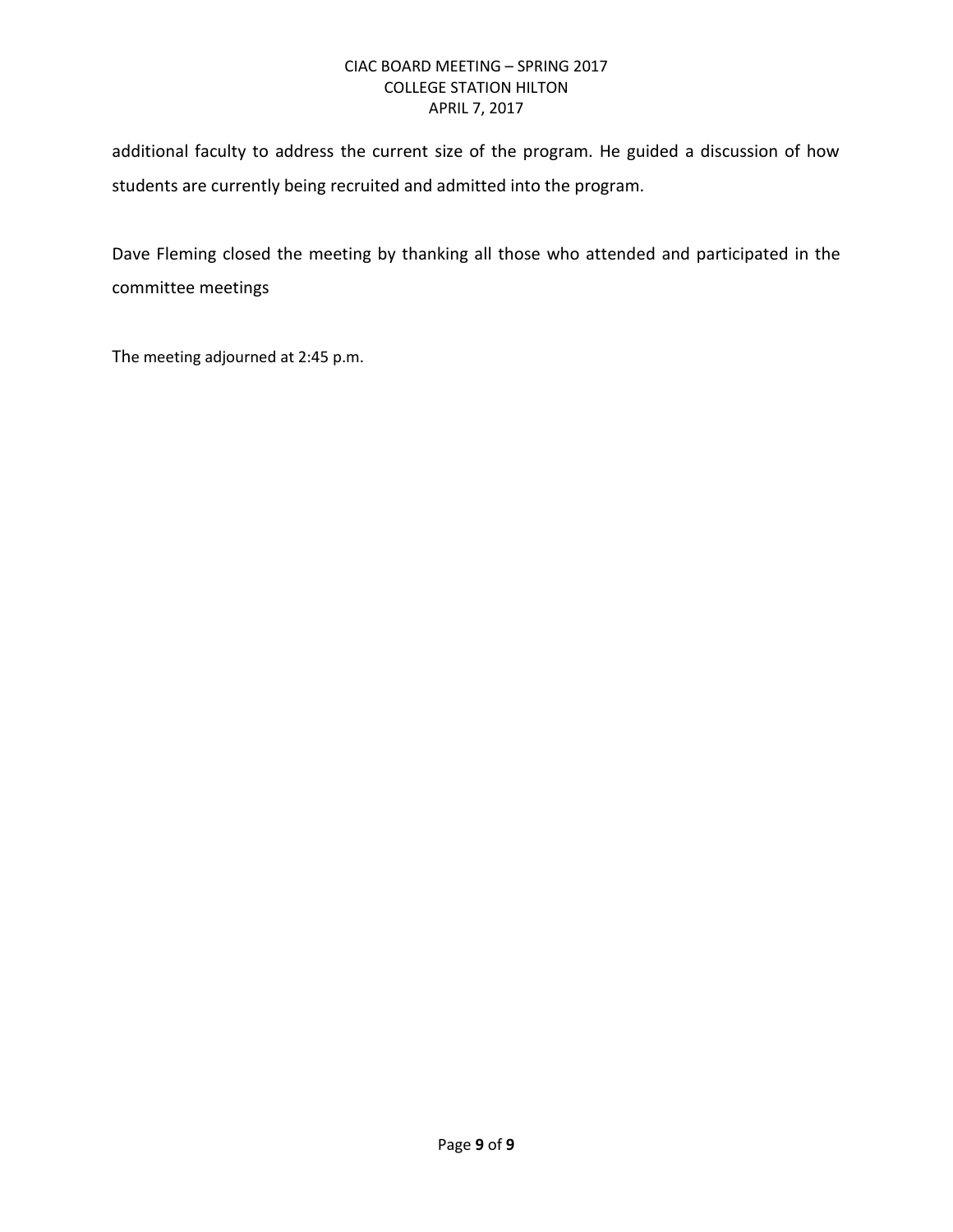additional faculty to address the current size of the program. He guided a discussion of how students are currently being recruited and admitted into the program.

Dave Fleming closed the meeting by thanking all those who attended and participated in the committee meetings

The meeting adjourned at 2:45 p.m.